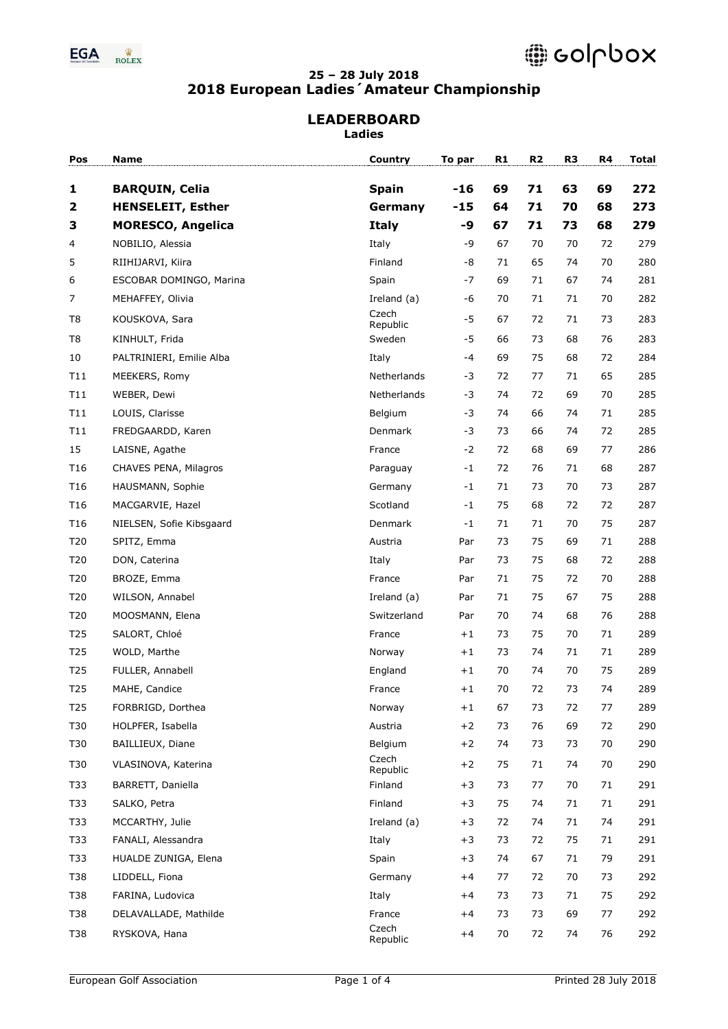**25 – 28 July 2018**

# 2018 European Ladies´Amateur Championship

## LEADERBOARD

**Ladies**

| Pos | Name | Country | To par | R1 | R2 | R3 | R4 | Total |
|---|---|---|---|---|---|---|---|---|
| **1** | **BARQUIN, Celia** | **Spain** | **-16** | **69** | **71** | **63** | **69** | **272** |
| **2** | **HENSELEIT, Esther** | **Germany** | **-15** | **64** | **71** | **70** | **68** | **273** |
| **3** | **MORESCO, Angelica** | **Italy** | **-9** | **67** | **71** | **73** | **68** | **279** |
| 4 | NOBILIO, Alessia | Italy | -9 | 67 | 70 | 70 | 72 | 279 |
| 5 | RIIHIJARVI, Kiira | Finland | -8 | 71 | 65 | 74 | 70 | 280 |
| 6 | ESCOBAR DOMINGO, Marina | Spain | -7 | 69 | 71 | 67 | 74 | 281 |
| 7 | MEHAFFEY, Olivia | Ireland (a) | -6 | 70 | 71 | 71 | 70 | 282 |
| T8 | KOUSKOVA, Sara | Czech Republic | -5 | 67 | 72 | 71 | 73 | 283 |
| T8 | KINHULT, Frida | Sweden | -5 | 66 | 73 | 68 | 76 | 283 |
| 10 | PALTRINIERI, Emilie Alba | Italy | -4 | 69 | 75 | 68 | 72 | 284 |
| T11 | MEEKERS, Romy | Netherlands | -3 | 72 | 77 | 71 | 65 | 285 |
| T11 | WEBER, Dewi | Netherlands | -3 | 74 | 72 | 69 | 70 | 285 |
| T11 | LOUIS, Clarisse | Belgium | -3 | 74 | 66 | 74 | 71 | 285 |
| T11 | FREDGAARDD, Karen | Denmark | -3 | 73 | 66 | 74 | 72 | 285 |
| 15 | LAISNE, Agathe | France | -2 | 72 | 68 | 69 | 77 | 286 |
| T16 | CHAVES PENA, Milagros | Paraguay | -1 | 72 | 76 | 71 | 68 | 287 |
| T16 | HAUSMANN, Sophie | Germany | -1 | 71 | 73 | 70 | 73 | 287 |
| T16 | MACGARVIE, Hazel | Scotland | -1 | 75 | 68 | 72 | 72 | 287 |
| T16 | NIELSEN, Sofie Kibsgaard | Denmark | -1 | 71 | 71 | 70 | 75 | 287 |
| T20 | SPITZ, Emma | Austria | Par | 73 | 75 | 69 | 71 | 288 |
| T20 | DON, Caterina | Italy | Par | 73 | 75 | 68 | 72 | 288 |
| T20 | BROZE, Emma | France | Par | 71 | 75 | 72 | 70 | 288 |
| T20 | WILSON, Annabel | Ireland (a) | Par | 71 | 75 | 67 | 75 | 288 |
| T20 | MOOSMANN, Elena | Switzerland | Par | 70 | 74 | 68 | 76 | 288 |
| T25 | SALORT, Chloé | France | +1 | 73 | 75 | 70 | 71 | 289 |
| T25 | WOLD, Marthe | Norway | +1 | 73 | 74 | 71 | 71 | 289 |
| T25 | FULLER, Annabell | England | +1 | 70 | 74 | 70 | 75 | 289 |
| T25 | MAHE, Candice | France | +1 | 70 | 72 | 73 | 74 | 289 |
| T25 | FORBRIGD, Dorthea | Norway | +1 | 67 | 73 | 72 | 77 | 289 |
| T30 | HOLPFER, Isabella | Austria | +2 | 73 | 76 | 69 | 72 | 290 |
| T30 | BAILLIEUX, Diane | Belgium | +2 | 74 | 73 | 73 | 70 | 290 |
| T30 | VLASINOVA, Katerina | Czech Republic | +2 | 75 | 71 | 74 | 70 | 290 |
| T33 | BARRETT, Daniella | Finland | +3 | 73 | 77 | 70 | 71 | 291 |
| T33 | SALKO, Petra | Finland | +3 | 75 | 74 | 71 | 71 | 291 |
| T33 | MCCARTHY, Julie | Ireland (a) | +3 | 72 | 74 | 71 | 74 | 291 |
| T33 | FANALI, Alessandra | Italy | +3 | 73 | 72 | 75 | 71 | 291 |
| T33 | HUALDE ZUNIGA, Elena | Spain | +3 | 74 | 67 | 71 | 79 | 291 |
| T38 | LIDDELL, Fiona | Germany | +4 | 77 | 72 | 70 | 73 | 292 |
| T38 | FARINA, Ludovica | Italy | +4 | 73 | 73 | 71 | 75 | 292 |
| T38 | DELAVALLADE, Mathilde | France | +4 | 73 | 73 | 69 | 77 | 292 |
| T38 | RYSKOVA, Hana | Czech Republic | +4 | 70 | 72 | 74 | 76 | 292 |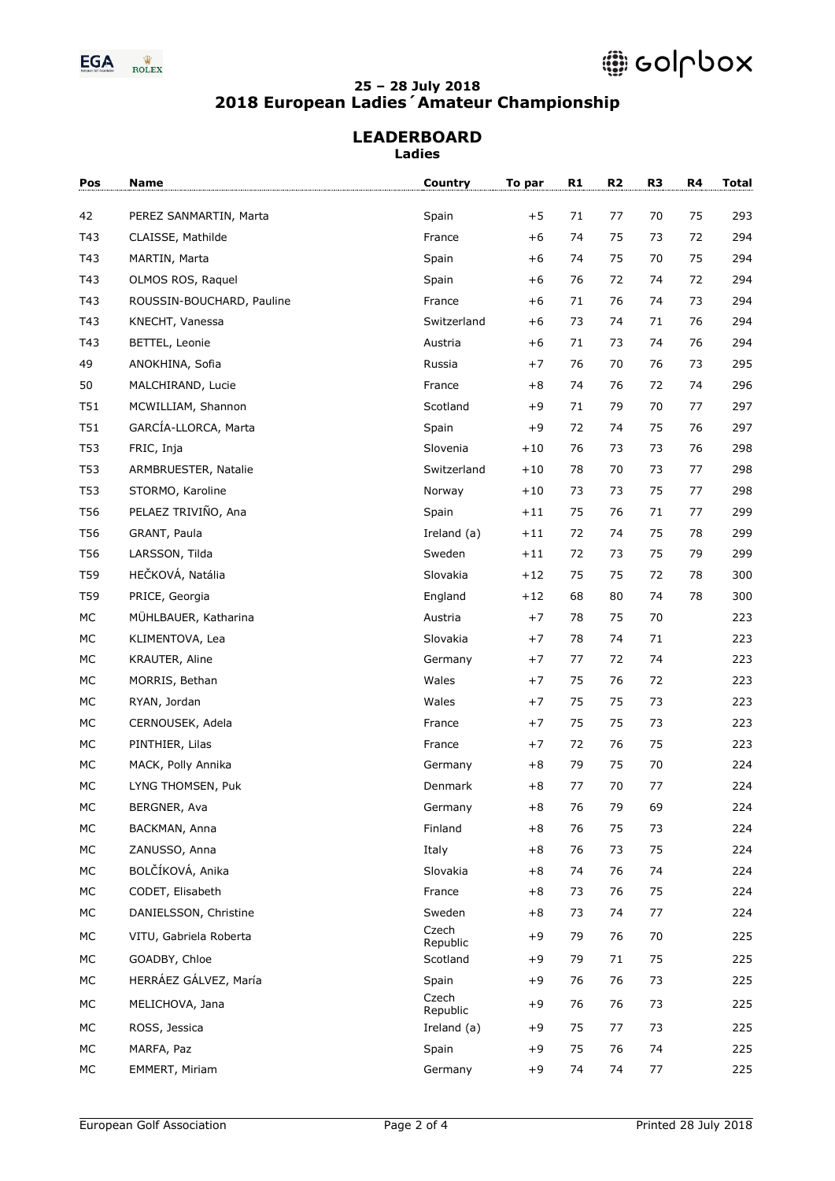**25 – 28 July 2018**
**2018 European Ladies´Amateur Championship**

## LEADERBOARD
**Ladies**

| Pos | Name | Country | To par | R1 | R2 | R3 | R4 | Total |
|---|---|---|---|---|---|---|---|---|
| 42 | PEREZ SANMARTIN, Marta | Spain | +5 | 71 | 77 | 70 | 75 | 293 |
| T43 | CLAISSE, Mathilde | France | +6 | 74 | 75 | 73 | 72 | 294 |
| T43 | MARTIN, Marta | Spain | +6 | 74 | 75 | 70 | 75 | 294 |
| T43 | OLMOS ROS, Raquel | Spain | +6 | 76 | 72 | 74 | 72 | 294 |
| T43 | ROUSSIN-BOUCHARD, Pauline | France | +6 | 71 | 76 | 74 | 73 | 294 |
| T43 | KNECHT, Vanessa | Switzerland | +6 | 73 | 74 | 71 | 76 | 294 |
| T43 | BETTEL, Leonie | Austria | +6 | 71 | 73 | 74 | 76 | 294 |
| 49 | ANOKHINA, Sofia | Russia | +7 | 76 | 70 | 76 | 73 | 295 |
| 50 | MALCHIRAND, Lucie | France | +8 | 74 | 76 | 72 | 74 | 296 |
| T51 | MCWILLIAM, Shannon | Scotland | +9 | 71 | 79 | 70 | 77 | 297 |
| T51 | GARCÍA-LLORCA, Marta | Spain | +9 | 72 | 74 | 75 | 76 | 297 |
| T53 | FRIC, Inja | Slovenia | +10 | 76 | 73 | 73 | 76 | 298 |
| T53 | ARMBRUESTER, Natalie | Switzerland | +10 | 78 | 70 | 73 | 77 | 298 |
| T53 | STORMO, Karoline | Norway | +10 | 73 | 73 | 75 | 77 | 298 |
| T56 | PELAEZ TRIVIÑO, Ana | Spain | +11 | 75 | 76 | 71 | 77 | 299 |
| T56 | GRANT, Paula | Ireland (a) | +11 | 72 | 74 | 75 | 78 | 299 |
| T56 | LARSSON, Tilda | Sweden | +11 | 72 | 73 | 75 | 79 | 299 |
| T59 | HEČKOVÁ, Natália | Slovakia | +12 | 75 | 75 | 72 | 78 | 300 |
| T59 | PRICE, Georgia | England | +12 | 68 | 80 | 74 | 78 | 300 |
| MC | MÜHLBAUER, Katharina | Austria | +7 | 78 | 75 | 70 | | 223 |
| MC | KLIMENTOVA, Lea | Slovakia | +7 | 78 | 74 | 71 | | 223 |
| MC | KRAUTER, Aline | Germany | +7 | 77 | 72 | 74 | | 223 |
| MC | MORRIS, Bethan | Wales | +7 | 75 | 76 | 72 | | 223 |
| MC | RYAN, Jordan | Wales | +7 | 75 | 75 | 73 | | 223 |
| MC | CERNOUSEK, Adela | France | +7 | 75 | 75 | 73 | | 223 |
| MC | PINTHIER, Lilas | France | +7 | 72 | 76 | 75 | | 223 |
| MC | MACK, Polly Annika | Germany | +8 | 79 | 75 | 70 | | 224 |
| MC | LYNG THOMSEN, Puk | Denmark | +8 | 77 | 70 | 77 | | 224 |
| MC | BERGNER, Ava | Germany | +8 | 76 | 79 | 69 | | 224 |
| MC | BACKMAN, Anna | Finland | +8 | 76 | 75 | 73 | | 224 |
| MC | ZANUSSO, Anna | Italy | +8 | 76 | 73 | 75 | | 224 |
| MC | BOLČÍKOVÁ, Anika | Slovakia | +8 | 74 | 76 | 74 | | 224 |
| MC | CODET, Elisabeth | France | +8 | 73 | 76 | 75 | | 224 |
| MC | DANIELSSON, Christine | Sweden | +8 | 73 | 74 | 77 | | 224 |
| MC | VITU, Gabriela Roberta | Czech Republic | +9 | 79 | 76 | 70 | | 225 |
| MC | GOADBY, Chloe | Scotland | +9 | 79 | 71 | 75 | | 225 |
| MC | HERRÁEZ GÁLVEZ, María | Spain | +9 | 76 | 76 | 73 | | 225 |
| MC | MELICHOVA, Jana | Czech Republic | +9 | 76 | 76 | 73 | | 225 |
| MC | ROSS, Jessica | Ireland (a) | +9 | 75 | 77 | 73 | | 225 |
| MC | MARFA, Paz | Spain | +9 | 75 | 76 | 74 | | 225 |
| MC | EMMERT, Miriam | Germany | +9 | 74 | 74 | 77 | | 225 |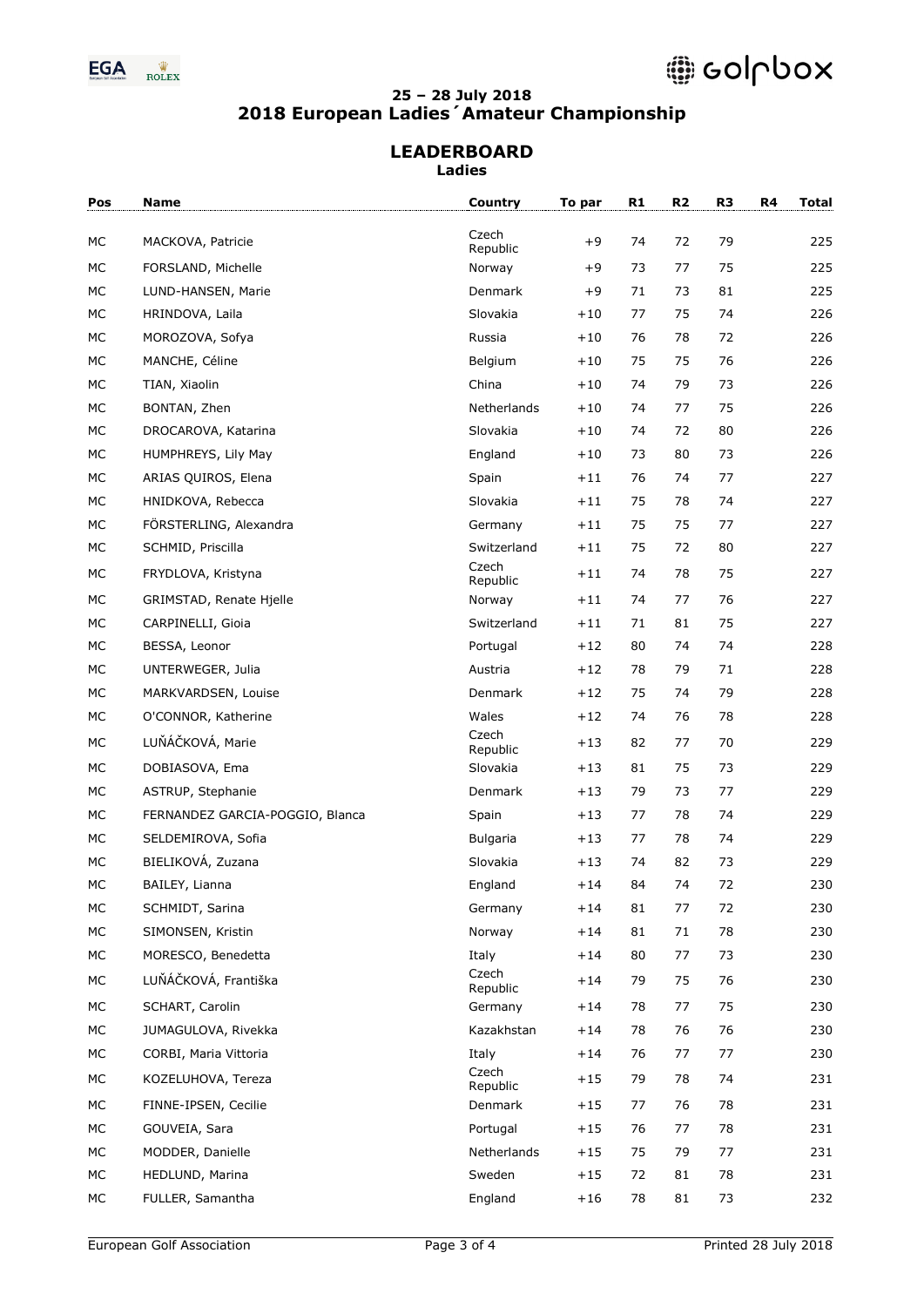**25 – 28 July 2018**
## 2018 European Ladies´Amateur Championship

### LEADERBOARD
**Ladies**

| Pos | Name | Country | To par | R1 | R2 | R3 | R4 | Total |
|---|---|---|---|---|---|---|---|---|
| MC | MACKOVA, Patricie | Czech Republic | +9 | 74 | 72 | 79 | | 225 |
| MC | FORSLAND, Michelle | Norway | +9 | 73 | 77 | 75 | | 225 |
| MC | LUND-HANSEN, Marie | Denmark | +9 | 71 | 73 | 81 | | 225 |
| MC | HRINDOVA, Laila | Slovakia | +10 | 77 | 75 | 74 | | 226 |
| MC | MOROZOVA, Sofya | Russia | +10 | 76 | 78 | 72 | | 226 |
| MC | MANCHE, Céline | Belgium | +10 | 75 | 75 | 76 | | 226 |
| MC | TIAN, Xiaolin | China | +10 | 74 | 79 | 73 | | 226 |
| MC | BONTAN, Zhen | Netherlands | +10 | 74 | 77 | 75 | | 226 |
| MC | DROCAROVA, Katarina | Slovakia | +10 | 74 | 72 | 80 | | 226 |
| MC | HUMPHREYS, Lily May | England | +10 | 73 | 80 | 73 | | 226 |
| MC | ARIAS QUIROS, Elena | Spain | +11 | 76 | 74 | 77 | | 227 |
| MC | HNIDKOVA, Rebecca | Slovakia | +11 | 75 | 78 | 74 | | 227 |
| MC | FÖRSTERLING, Alexandra | Germany | +11 | 75 | 75 | 77 | | 227 |
| MC | SCHMID, Priscilla | Switzerland | +11 | 75 | 72 | 80 | | 227 |
| MC | FRYDLOVA, Kristyna | Czech Republic | +11 | 74 | 78 | 75 | | 227 |
| MC | GRIMSTAD, Renate Hjelle | Norway | +11 | 74 | 77 | 76 | | 227 |
| MC | CARPINELLI, Gioia | Switzerland | +11 | 71 | 81 | 75 | | 227 |
| MC | BESSA, Leonor | Portugal | +12 | 80 | 74 | 74 | | 228 |
| MC | UNTERWEGER, Julia | Austria | +12 | 78 | 79 | 71 | | 228 |
| MC | MARKVARDSEN, Louise | Denmark | +12 | 75 | 74 | 79 | | 228 |
| MC | O'CONNOR, Katherine | Wales | +12 | 74 | 76 | 78 | | 228 |
| MC | LUŇÁČKOVÁ, Marie | Czech Republic | +13 | 82 | 77 | 70 | | 229 |
| MC | DOBIASOVA, Ema | Slovakia | +13 | 81 | 75 | 73 | | 229 |
| MC | ASTRUP, Stephanie | Denmark | +13 | 79 | 73 | 77 | | 229 |
| MC | FERNANDEZ GARCIA-POGGIO, Blanca | Spain | +13 | 77 | 78 | 74 | | 229 |
| MC | SELDEMIROVA, Sofia | Bulgaria | +13 | 77 | 78 | 74 | | 229 |
| MC | BIELIKOVÁ, Zuzana | Slovakia | +13 | 74 | 82 | 73 | | 229 |
| MC | BAILEY, Lianna | England | +14 | 84 | 74 | 72 | | 230 |
| MC | SCHMIDT, Sarina | Germany | +14 | 81 | 77 | 72 | | 230 |
| MC | SIMONSEN, Kristin | Norway | +14 | 81 | 71 | 78 | | 230 |
| MC | MORESCO, Benedetta | Italy | +14 | 80 | 77 | 73 | | 230 |
| MC | LUŇÁČKOVÁ, Františka | Czech Republic | +14 | 79 | 75 | 76 | | 230 |
| MC | SCHART, Carolin | Germany | +14 | 78 | 77 | 75 | | 230 |
| MC | JUMAGULOVA, Rivekka | Kazakhstan | +14 | 78 | 76 | 76 | | 230 |
| MC | CORBI, Maria Vittoria | Italy | +14 | 76 | 77 | 77 | | 230 |
| MC | KOZELUHOVA, Tereza | Czech Republic | +15 | 79 | 78 | 74 | | 231 |
| MC | FINNE-IPSEN, Cecilie | Denmark | +15 | 77 | 76 | 78 | | 231 |
| MC | GOUVEIA, Sara | Portugal | +15 | 76 | 77 | 78 | | 231 |
| MC | MODDER, Danielle | Netherlands | +15 | 75 | 79 | 77 | | 231 |
| MC | HEDLUND, Marina | Sweden | +15 | 72 | 81 | 78 | | 231 |
| MC | FULLER, Samantha | England | +16 | 78 | 81 | 73 | | 232 |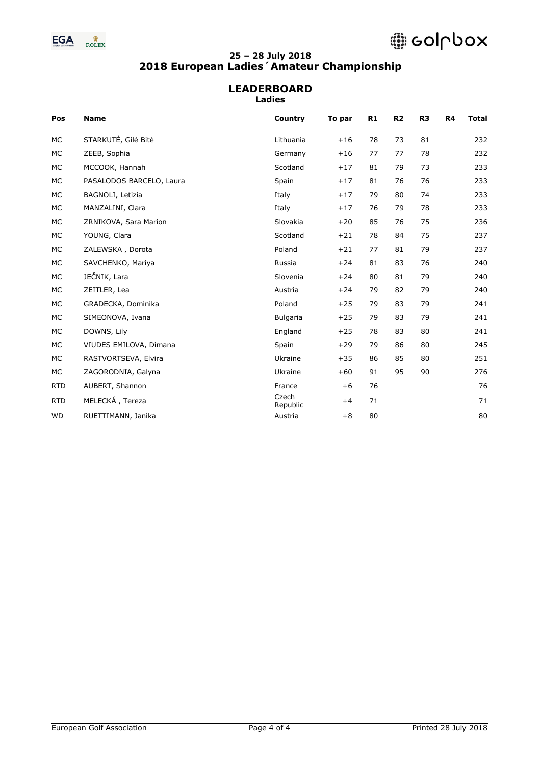## 25 – 28 July 2018
## 2018 European Ladies´Amateur Championship

### LEADERBOARD
**Ladies**

| Pos | Name | Country | To par | R1 | R2 | R3 | R4 | Total |
|---|---|---|---|---|---|---|---|---|
| MC | STARKUTĖ, Gilė Bitė | Lithuania | +16 | 78 | 73 | 81 | | 232 |
| MC | ZEEB, Sophia | Germany | +16 | 77 | 77 | 78 | | 232 |
| MC | MCCOOK, Hannah | Scotland | +17 | 81 | 79 | 73 | | 233 |
| MC | PASALODOS BARCELO, Laura | Spain | +17 | 81 | 76 | 76 | | 233 |
| MC | BAGNOLI, Letizia | Italy | +17 | 79 | 80 | 74 | | 233 |
| MC | MANZALINI, Clara | Italy | +17 | 76 | 79 | 78 | | 233 |
| MC | ZRNIKOVA, Sara Marion | Slovakia | +20 | 85 | 76 | 75 | | 236 |
| MC | YOUNG, Clara | Scotland | +21 | 78 | 84 | 75 | | 237 |
| MC | ZALEWSKA , Dorota | Poland | +21 | 77 | 81 | 79 | | 237 |
| MC | SAVCHENKO, Mariya | Russia | +24 | 81 | 83 | 76 | | 240 |
| MC | JEČNIK, Lara | Slovenia | +24 | 80 | 81 | 79 | | 240 |
| MC | ZEITLER, Lea | Austria | +24 | 79 | 82 | 79 | | 240 |
| MC | GRADECKA, Dominika | Poland | +25 | 79 | 83 | 79 | | 241 |
| MC | SIMEONOVA, Ivana | Bulgaria | +25 | 79 | 83 | 79 | | 241 |
| MC | DOWNS, Lily | England | +25 | 78 | 83 | 80 | | 241 |
| MC | VIUDES EMILOVA, Dimana | Spain | +29 | 79 | 86 | 80 | | 245 |
| MC | RASTVORTSEVA, Elvira | Ukraine | +35 | 86 | 85 | 80 | | 251 |
| MC | ZAGORODNIA, Galyna | Ukraine | +60 | 91 | 95 | 90 | | 276 |
| RTD | AUBERT, Shannon | France | +6 | 76 | | | | 76 |
| RTD | MELECKÁ , Tereza | Czech Republic | +4 | 71 | | | | 71 |
| WD | RUETTIMANN, Janika | Austria | +8 | 80 | | | | 80 |

European Golf Association

Printed 28 July 2018